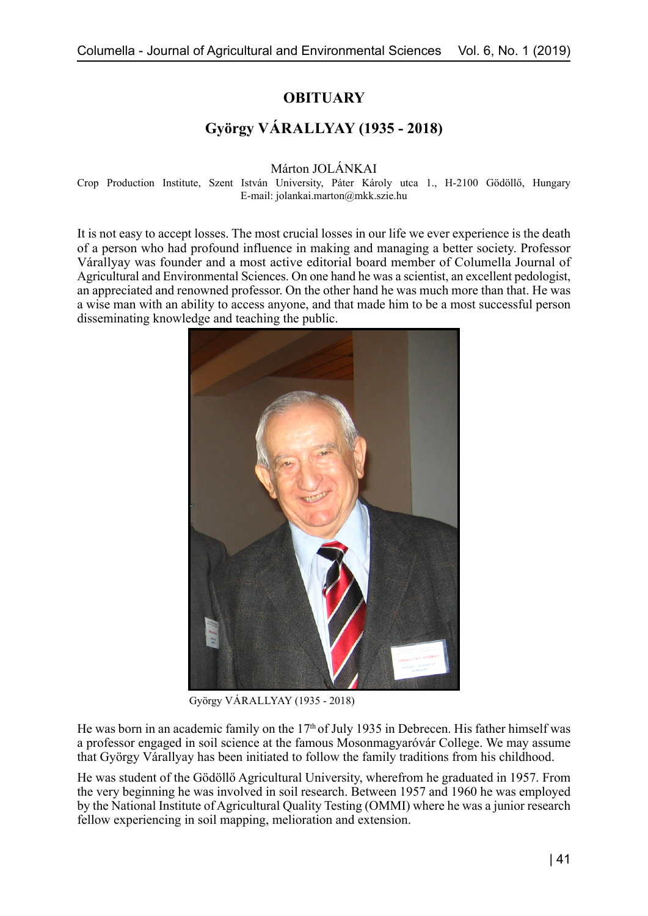# OBITUARY

## György VÁRALLYAY (1935 - 2018)

Márton JOLÁNKAI

Crop Production Institute, Szent István University, Páter Károly utca 1., H-2100 Gödöllő, Hungary
E-mail: jolankai.marton@mkk.szie.hu

It is not easy to accept losses. The most crucial losses in our life we ever experience is the death of a person who had profound influence in making and managing a better society. Professor Várallyay was founder and a most active editorial board member of Columella Journal of Agricultural and Environmental Sciences. On one hand he was a scientist, an excellent pedologist, an appreciated and renowned professor. On the other hand he was much more than that. He was a wise man with an ability to access anyone, and that made him to be a most successful person disseminating knowledge and teaching the public.

György VÁRALLYAY (1935 - 2018)

He was born in an academic family on the 17th of July 1935 in Debrecen. His father himself was a professor engaged in soil science at the famous Mosonmagyaróvár College. We may assume that György Várallyay has been initiated to follow the family traditions from his childhood.

He was student of the Gödöllő Agricultural University, wherefrom he graduated in 1957. From the very beginning he was involved in soil research. Between 1957 and 1960 he was employed by the National Institute of Agricultural Quality Testing (OMMI) where he was a junior research fellow experiencing in soil mapping, melioration and extension.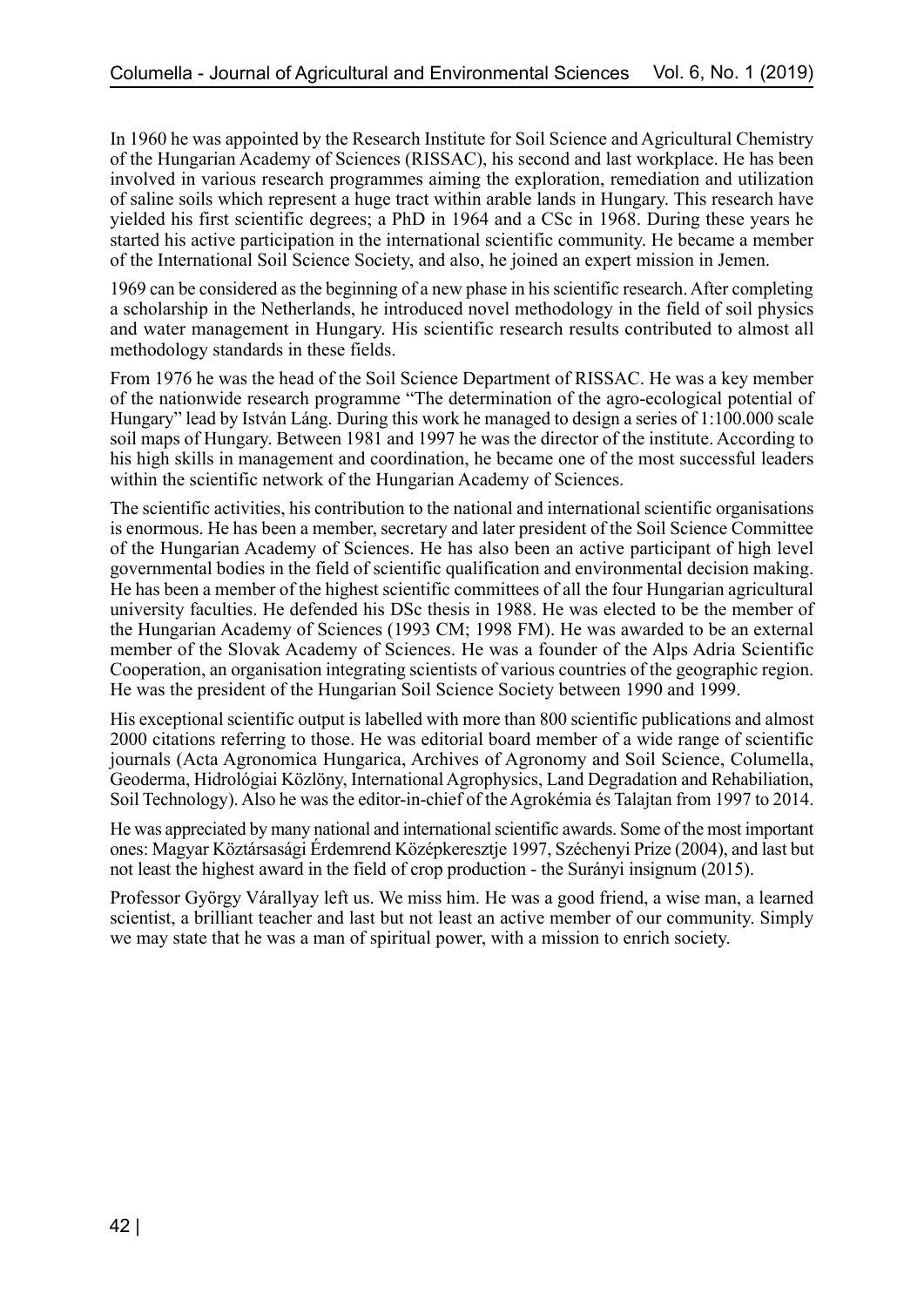In 1960 he was appointed by the Research Institute for Soil Science and Agricultural Chemistry of the Hungarian Academy of Sciences (RISSAC), his second and last workplace. He has been involved in various research programmes aiming the exploration, remediation and utilization of saline soils which represent a huge tract within arable lands in Hungary. This research have yielded his first scientific degrees; a PhD in 1964 and a CSc in 1968. During these years he started his active participation in the international scientific community. He became a member of the International Soil Science Society, and also, he joined an expert mission in Jemen.

1969 can be considered as the beginning of a new phase in his scientific research. After completing a scholarship in the Netherlands, he introduced novel methodology in the field of soil physics and water management in Hungary. His scientific research results contributed to almost all methodology standards in these fields.

From 1976 he was the head of the Soil Science Department of RISSAC. He was a key member of the nationwide research programme "The determination of the agro-ecological potential of Hungary" lead by István Láng. During this work he managed to design a series of 1:100.000 scale soil maps of Hungary. Between 1981 and 1997 he was the director of the institute. According to his high skills in management and coordination, he became one of the most successful leaders within the scientific network of the Hungarian Academy of Sciences.

The scientific activities, his contribution to the national and international scientific organisations is enormous. He has been a member, secretary and later president of the Soil Science Committee of the Hungarian Academy of Sciences. He has also been an active participant of high level governmental bodies in the field of scientific qualification and environmental decision making. He has been a member of the highest scientific committees of all the four Hungarian agricultural university faculties. He defended his DSc thesis in 1988. He was elected to be the member of the Hungarian Academy of Sciences (1993 CM; 1998 FM). He was awarded to be an external member of the Slovak Academy of Sciences. He was a founder of the Alps Adria Scientific Cooperation, an organisation integrating scientists of various countries of the geographic region. He was the president of the Hungarian Soil Science Society between 1990 and 1999.

His exceptional scientific output is labelled with more than 800 scientific publications and almost 2000 citations referring to those. He was editorial board member of a wide range of scientific journals (Acta Agronomica Hungarica, Archives of Agronomy and Soil Science, Columella, Geoderma, Hidrológiai Közlöny, International Agrophysics, Land Degradation and Rehabiliation, Soil Technology). Also he was the editor-in-chief of the Agrokémia és Talajtan from 1997 to 2014.

He was appreciated by many national and international scientific awards. Some of the most important ones: Magyar Köztársasági Érdemrend Középkeresztje 1997, Széchenyi Prize (2004), and last but not least the highest award in the field of crop production - the Surányi insignum (2015).

Professor György Várallyay left us. We miss him. He was a good friend, a wise man, a learned scientist, a brilliant teacher and last but not least an active member of our community. Simply we may state that he was a man of spiritual power, with a mission to enrich society.